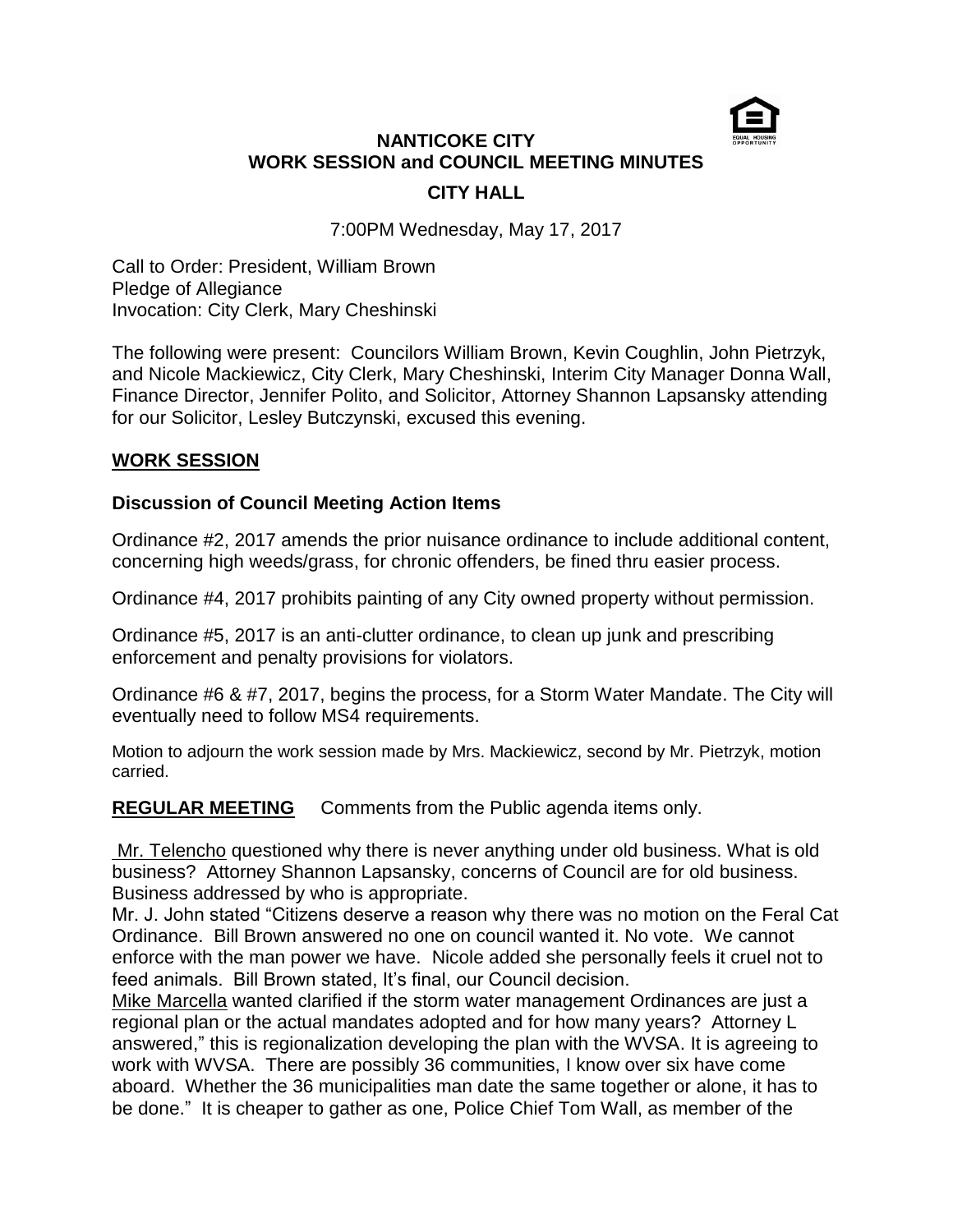# NANTICOKE CITY
## WORK SESSION and COUNCIL MEETING MINUTES
## CITY HALL

7:00PM Wednesday, May 17, 2017

Call to Order: President, William Brown
Pledge of Allegiance
Invocation: City Clerk, Mary Cheshinski

The following were present: Councilors William Brown, Kevin Coughlin, John Pietrzyk, and Nicole Mackiewicz, City Clerk, Mary Cheshinski, Interim City Manager Donna Wall, Finance Director, Jennifer Polito, and Solicitor, Attorney Shannon Lapsansky attending for our Solicitor, Lesley Butczynski, excused this evening.

## WORK SESSION

### Discussion of Council Meeting Action Items

Ordinance #2, 2017 amends the prior nuisance ordinance to include additional content, concerning high weeds/grass, for chronic offenders, be fined thru easier process.

Ordinance #4, 2017 prohibits painting of any City owned property without permission.

Ordinance #5, 2017 is an anti-clutter ordinance, to clean up junk and prescribing enforcement and penalty provisions for violators.

Ordinance #6 & #7, 2017, begins the process, for a Storm Water Mandate. The City will eventually need to follow MS4 requirements.

Motion to adjourn the work session made by Mrs. Mackiewicz, second by Mr. Pietrzyk, motion carried.

**REGULAR MEETING** Comments from the Public agenda items only.

Mr. Telencho questioned why there is never anything under old business. What is old business? Attorney Shannon Lapsansky, concerns of Council are for old business. Business addressed by who is appropriate.

Mr. J. John stated "Citizens deserve a reason why there was no motion on the Feral Cat Ordinance. Bill Brown answered no one on council wanted it. No vote. We cannot enforce with the man power we have. Nicole added she personally feels it cruel not to feed animals. Bill Brown stated, It's final, our Council decision.

Mike Marcella wanted clarified if the storm water management Ordinances are just a regional plan or the actual mandates adopted and for how many years? Attorney L answered," this is regionalization developing the plan with the WVSA. It is agreeing to work with WVSA. There are possibly 36 communities, I know over six have come aboard. Whether the 36 municipalities man date the same together or alone, it has to be done." It is cheaper to gather as one, Police Chief Tom Wall, as member of the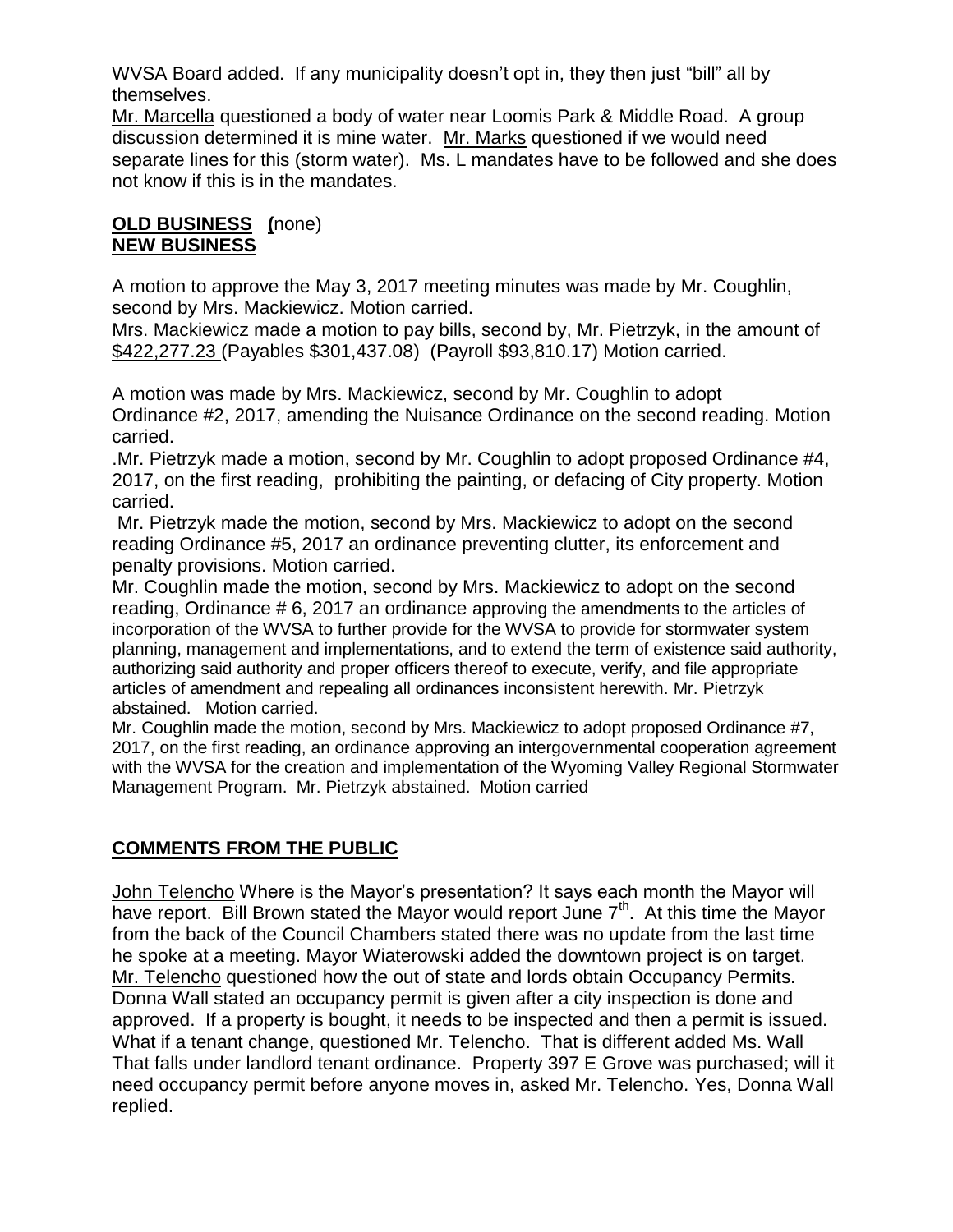WVSA Board added. If any municipality doesn't opt in, they then just "bill" all by themselves.

Mr. Marcella questioned a body of water near Loomis Park & Middle Road. A group discussion determined it is mine water. Mr. Marks questioned if we would need separate lines for this (storm water). Ms. L mandates have to be followed and she does not know if this is in the mandates.

**OLD BUSINESS (none)**

**NEW BUSINESS**

A motion to approve the May 3, 2017 meeting minutes was made by Mr. Coughlin, second by Mrs. Mackiewicz. Motion carried.

Mrs. Mackiewicz made a motion to pay bills, second by, Mr. Pietrzyk, in the amount of $422,277.23 (Payables $301,437.08) (Payroll $93,810.17) Motion carried.

A motion was made by Mrs. Mackiewicz, second by Mr. Coughlin to adopt Ordinance #2, 2017, amending the Nuisance Ordinance on the second reading. Motion carried.

.Mr. Pietrzyk made a motion, second by Mr. Coughlin to adopt proposed Ordinance #4, 2017, on the first reading, prohibiting the painting, or defacing of City property. Motion carried.

Mr. Pietrzyk made the motion, second by Mrs. Mackiewicz to adopt on the second reading Ordinance #5, 2017 an ordinance preventing clutter, its enforcement and penalty provisions. Motion carried.

Mr. Coughlin made the motion, second by Mrs. Mackiewicz to adopt on the second reading, Ordinance # 6, 2017 an ordinance approving the amendments to the articles of incorporation of the WVSA to further provide for the WVSA to provide for stormwater system planning, management and implementations, and to extend the term of existence said authority, authorizing said authority and proper officers thereof to execute, verify, and file appropriate articles of amendment and repealing all ordinances inconsistent herewith. Mr. Pietrzyk abstained. Motion carried.

Mr. Coughlin made the motion, second by Mrs. Mackiewicz to adopt proposed Ordinance #7, 2017, on the first reading, an ordinance approving an intergovernmental cooperation agreement with the WVSA for the creation and implementation of the Wyoming Valley Regional Stormwater Management Program. Mr. Pietrzyk abstained. Motion carried

**COMMENTS FROM THE PUBLIC**

John Telencho Where is the Mayor's presentation? It says each month the Mayor will have report. Bill Brown stated the Mayor would report June 7th. At this time the Mayor from the back of the Council Chambers stated there was no update from the last time he spoke at a meeting. Mayor Wiaterowski added the downtown project is on target.

Mr. Telencho questioned how the out of state and lords obtain Occupancy Permits. Donna Wall stated an occupancy permit is given after a city inspection is done and approved. If a property is bought, it needs to be inspected and then a permit is issued. What if a tenant change, questioned Mr. Telencho. That is different added Ms. Wall That falls under landlord tenant ordinance. Property 397 E Grove was purchased; will it need occupancy permit before anyone moves in, asked Mr. Telencho. Yes, Donna Wall replied.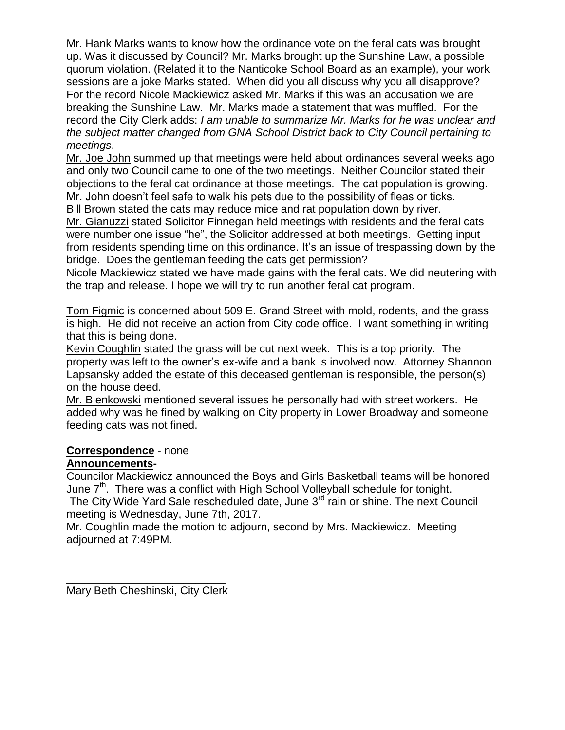Mr. Hank Marks wants to know how the ordinance vote on the feral cats was brought up. Was it discussed by Council? Mr. Marks brought up the Sunshine Law, a possible quorum violation. (Related it to the Nanticoke School Board as an example), your work sessions are a joke Marks stated. When did you all discuss why you all disapprove? For the record Nicole Mackiewicz asked Mr. Marks if this was an accusation we are breaking the Sunshine Law. Mr. Marks made a statement that was muffled. For the record the City Clerk adds: *I am unable to summarize Mr. Marks for he was unclear and the subject matter changed from GNA School District back to City Council pertaining to meetings*.

Mr. Joe John summed up that meetings were held about ordinances several weeks ago and only two Council came to one of the two meetings. Neither Councilor stated their objections to the feral cat ordinance at those meetings. The cat population is growing. Mr. John doesn't feel safe to walk his pets due to the possibility of fleas or ticks.

Bill Brown stated the cats may reduce mice and rat population down by river.

Mr. Gianuzzi stated Solicitor Finnegan held meetings with residents and the feral cats were number one issue "he", the Solicitor addressed at both meetings. Getting input from residents spending time on this ordinance. It's an issue of trespassing down by the bridge. Does the gentleman feeding the cats get permission?

Nicole Mackiewicz stated we have made gains with the feral cats. We did neutering with the trap and release. I hope we will try to run another feral cat program.

Tom Figmic is concerned about 509 E. Grand Street with mold, rodents, and the grass is high. He did not receive an action from City code office. I want something in writing that this is being done.

Kevin Coughlin stated the grass will be cut next week. This is a top priority. The property was left to the owner's ex-wife and a bank is involved now. Attorney Shannon Lapsansky added the estate of this deceased gentleman is responsible, the person(s) on the house deed.

Mr. Bienkowski mentioned several issues he personally had with street workers. He added why was he fined by walking on City property in Lower Broadway and someone feeding cats was not fined.

**Correspondence** - none

**Announcements-**

Councilor Mackiewicz announced the Boys and Girls Basketball teams will be honored June 7th. There was a conflict with High School Volleyball schedule for tonight.

The City Wide Yard Sale rescheduled date, June 3rd rain or shine. The next Council meeting is Wednesday, June 7th, 2017.

Mr. Coughlin made the motion to adjourn, second by Mrs. Mackiewicz. Meeting adjourned at 7:49PM.

\_\_\_\_\_\_\_\_\_\_\_\_\_\_\_\_\_\_\_\_\_\_\_\_\_\_\_

Mary Beth Cheshinski, City Clerk